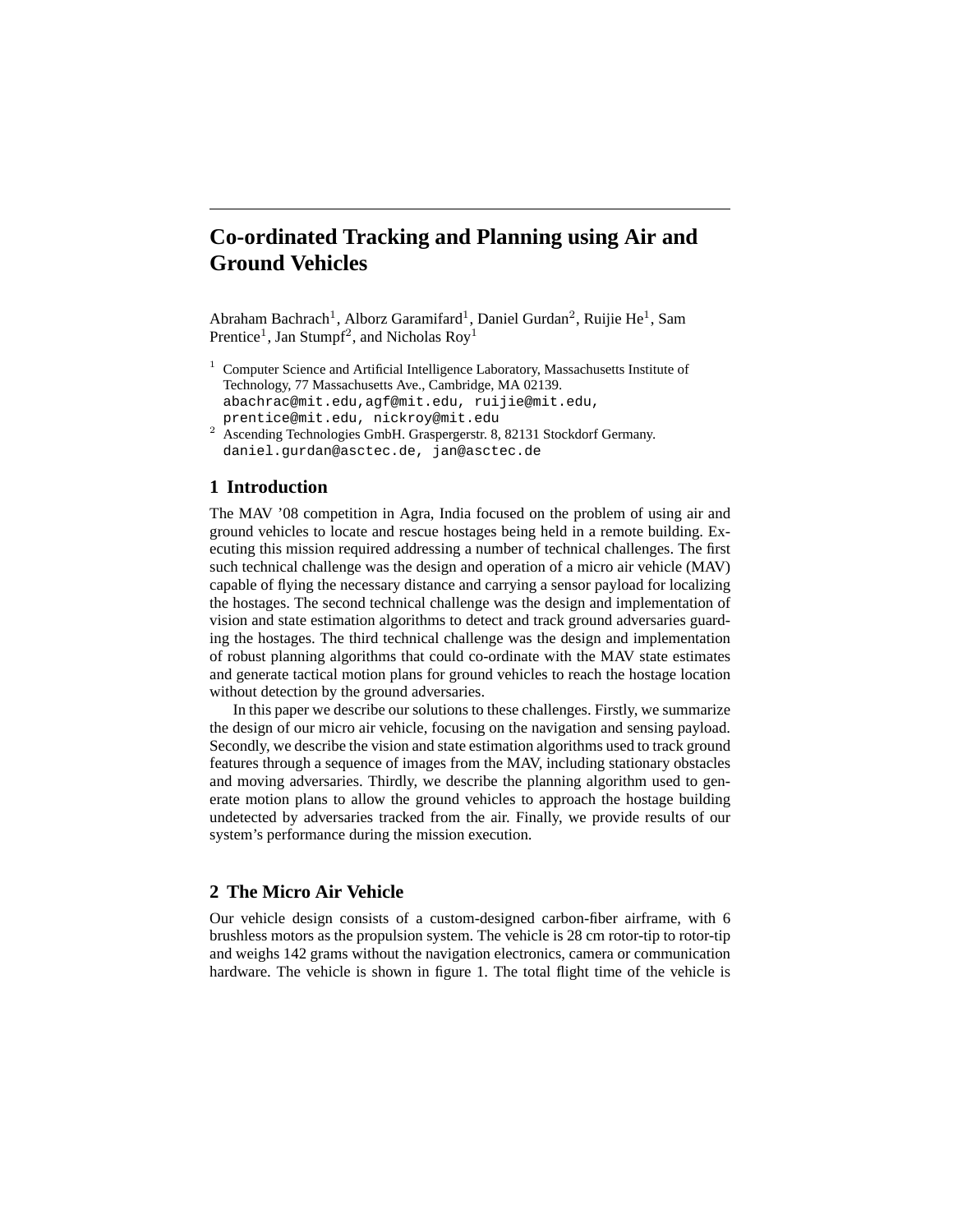# Co-ordinated Tracking and Planning using Air and Ground Vehicles

Abraham Bachrach[1], Alborz Garamifard[1], Daniel Gurdan[2], Ruijie He[1], Sam Prentice[1], Jan Stumpf[2], and Nicholas Roy[1]

[1] Computer Science and Artificial Intelligence Laboratory, Massachusetts Institute of Technology, 77 Massachusetts Ave., Cambridge, MA 02139.
abachrac@mit.edu,agf@mit.edu, ruijie@mit.edu, prentice@mit.edu, nickroy@mit.edu

[2] Ascending Technologies GmbH. Graspergerstr. 8, 82131 Stockdorf Germany.
daniel.gurdan@asctec.de, jan@asctec.de

## 1 Introduction

The MAV '08 competition in Agra, India focused on the problem of using air and ground vehicles to locate and rescue hostages being held in a remote building. Executing this mission required addressing a number of technical challenges. The first such technical challenge was the design and operation of a micro air vehicle (MAV) capable of flying the necessary distance and carrying a sensor payload for localizing the hostages. The second technical challenge was the design and implementation of vision and state estimation algorithms to detect and track ground adversaries guarding the hostages. The third technical challenge was the design and implementation of robust planning algorithms that could co-ordinate with the MAV state estimates and generate tactical motion plans for ground vehicles to reach the hostage location without detection by the ground adversaries.

In this paper we describe our solutions to these challenges. Firstly, we summarize the design of our micro air vehicle, focusing on the navigation and sensing payload. Secondly, we describe the vision and state estimation algorithms used to track ground features through a sequence of images from the MAV, including stationary obstacles and moving adversaries. Thirdly, we describe the planning algorithm used to generate motion plans to allow the ground vehicles to approach the hostage building undetected by adversaries tracked from the air. Finally, we provide results of our system's performance during the mission execution.

## 2 The Micro Air Vehicle

Our vehicle design consists of a custom-designed carbon-fiber airframe, with 6 brushless motors as the propulsion system. The vehicle is 28 cm rotor-tip to rotor-tip and weighs 142 grams without the navigation electronics, camera or communication hardware. The vehicle is shown in figure 1. The total flight time of the vehicle is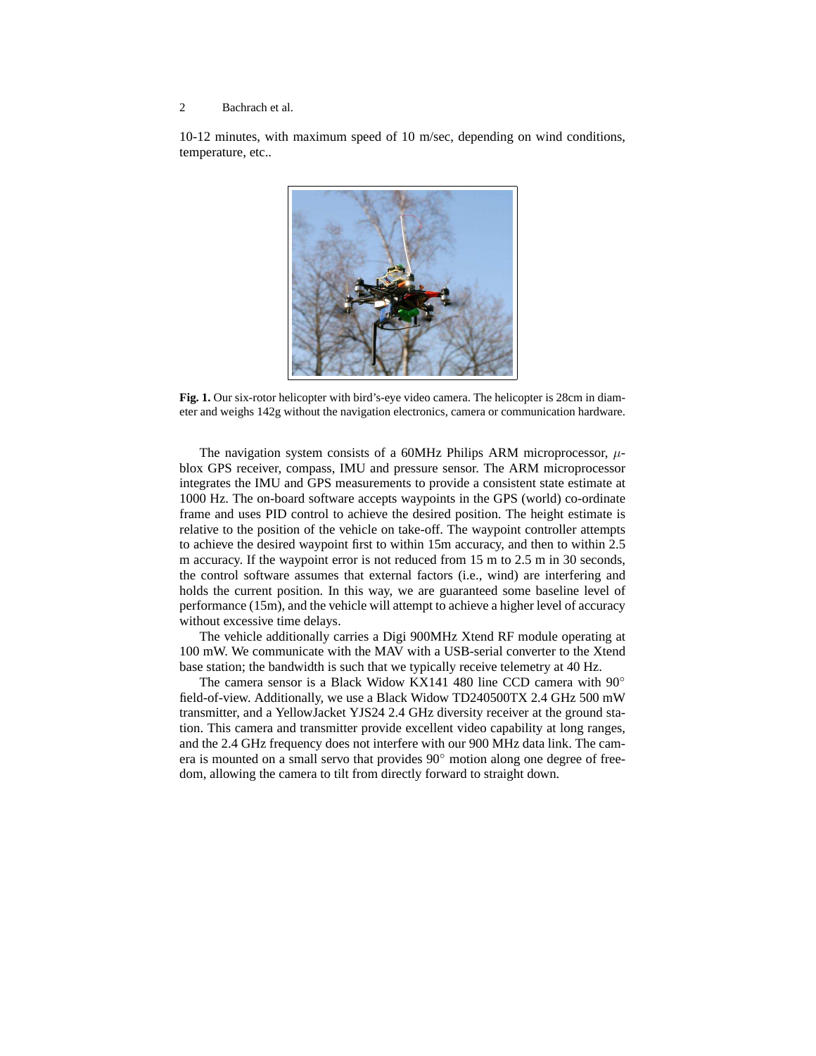10-12 minutes, with maximum speed of 10 m/sec, depending on wind conditions, temperature, etc..

**Fig. 1.** Our six-rotor helicopter with bird's-eye video camera. The helicopter is 28cm in diameter and weighs 142g without the navigation electronics, camera or communication hardware.

The navigation system consists of a 60MHz Philips ARM microprocessor, $\mu$-blox GPS receiver, compass, IMU and pressure sensor. The ARM microprocessor integrates the IMU and GPS measurements to provide a consistent state estimate at 1000 Hz. The on-board software accepts waypoints in the GPS (world) co-ordinate frame and uses PID control to achieve the desired position. The height estimate is relative to the position of the vehicle on take-off. The waypoint controller attempts to achieve the desired waypoint first to within 15m accuracy, and then to within 2.5 m accuracy. If the waypoint error is not reduced from 15 m to 2.5 m in 30 seconds, the control software assumes that external factors (i.e., wind) are interfering and holds the current position. In this way, we are guaranteed some baseline level of performance (15m), and the vehicle will attempt to achieve a higher level of accuracy without excessive time delays.

The vehicle additionally carries a Digi 900MHz Xtend RF module operating at 100 mW. We communicate with the MAV with a USB-serial converter to the Xtend base station; the bandwidth is such that we typically receive telemetry at 40 Hz.

The camera sensor is a Black Widow KX141 480 line CCD camera with 90° field-of-view. Additionally, we use a Black Widow TD240500TX 2.4 GHz 500 mW transmitter, and a YellowJacket YJS24 2.4 GHz diversity receiver at the ground station. This camera and transmitter provide excellent video capability at long ranges, and the 2.4 GHz frequency does not interfere with our 900 MHz data link. The camera is mounted on a small servo that provides 90° motion along one degree of freedom, allowing the camera to tilt from directly forward to straight down.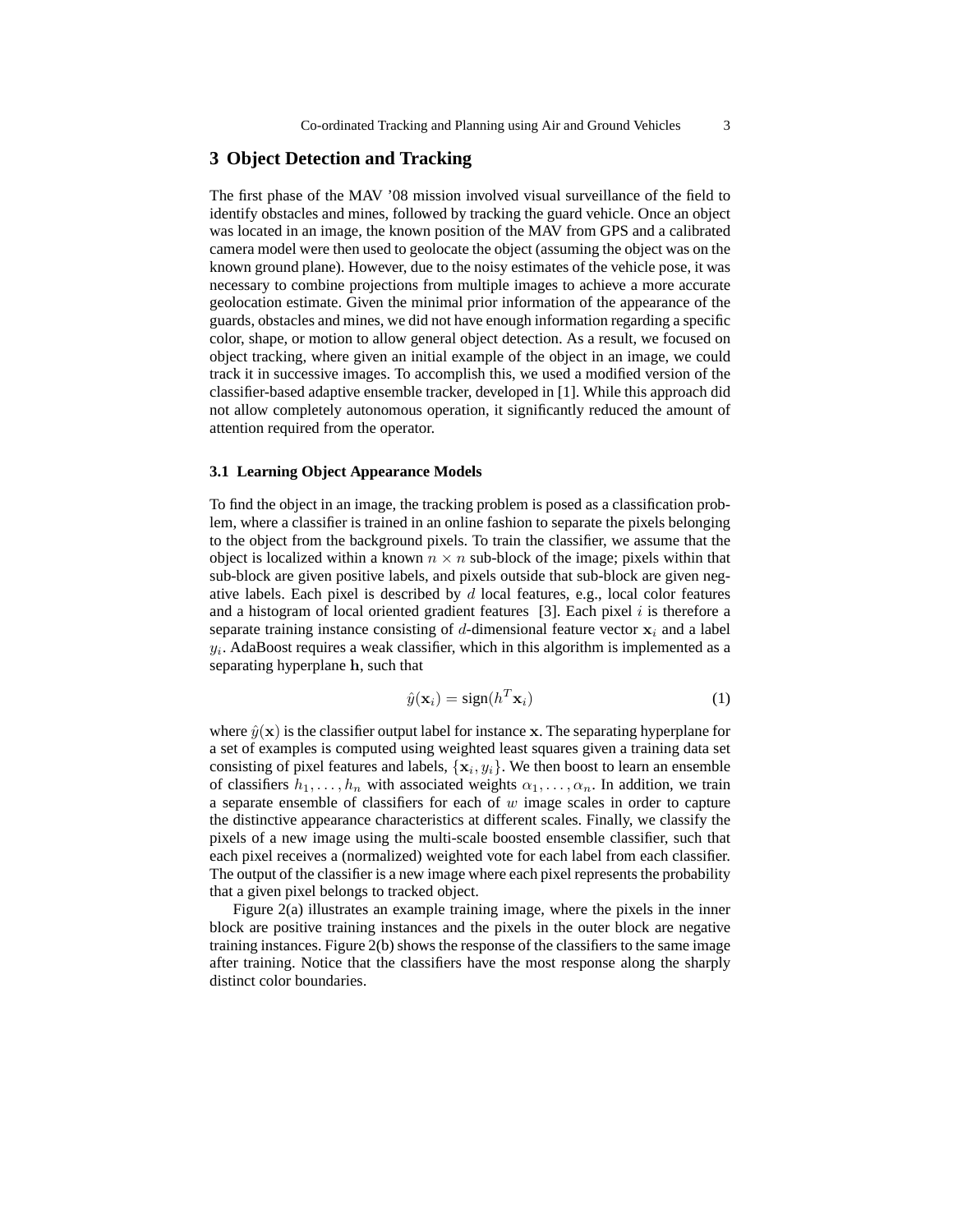## 3 Object Detection and Tracking

The first phase of the MAV '08 mission involved visual surveillance of the field to identify obstacles and mines, followed by tracking the guard vehicle. Once an object was located in an image, the known position of the MAV from GPS and a calibrated camera model were then used to geolocate the object (assuming the object was on the known ground plane). However, due to the noisy estimates of the vehicle pose, it was necessary to combine projections from multiple images to achieve a more accurate geolocation estimate. Given the minimal prior information of the appearance of the guards, obstacles and mines, we did not have enough information regarding a specific color, shape, or motion to allow general object detection. As a result, we focused on object tracking, where given an initial example of the object in an image, we could track it in successive images. To accomplish this, we used a modified version of the classifier-based adaptive ensemble tracker, developed in [1]. While this approach did not allow completely autonomous operation, it significantly reduced the amount of attention required from the operator.

### 3.1 Learning Object Appearance Models

To find the object in an image, the tracking problem is posed as a classification problem, where a classifier is trained in an online fashion to separate the pixels belonging to the object from the background pixels. To train the classifier, we assume that the object is localized within a known $n \times n$ sub-block of the image; pixels within that sub-block are given positive labels, and pixels outside that sub-block are given negative labels. Each pixel is described by $d$ local features, e.g., local color features and a histogram of local oriented gradient features [3]. Each pixel $i$ is therefore a separate training instance consisting of $d$-dimensional feature vector $\mathbf{x}_i$ and a label $y_i$. AdaBoost requires a weak classifier, which in this algorithm is implemented as a separating hyperplane $\mathbf{h}$, such that

$$\hat{y}(\mathbf{x}_i) = \text{sign}(h^T \mathbf{x}_i) \tag{1}$$

where $\hat{y}(\mathbf{x})$ is the classifier output label for instance $\mathbf{x}$. The separating hyperplane for a set of examples is computed using weighted least squares given a training data set consisting of pixel features and labels, $\{\mathbf{x}_i, y_i\}$. We then boost to learn an ensemble of classifiers $h_1, \ldots, h_n$ with associated weights $\alpha_1, \ldots, \alpha_n$. In addition, we train a separate ensemble of classifiers for each of $w$ image scales in order to capture the distinctive appearance characteristics at different scales. Finally, we classify the pixels of a new image using the multi-scale boosted ensemble classifier, such that each pixel receives a (normalized) weighted vote for each label from each classifier. The output of the classifier is a new image where each pixel represents the probability that a given pixel belongs to tracked object.

Figure 2(a) illustrates an example training image, where the pixels in the inner block are positive training instances and the pixels in the outer block are negative training instances. Figure 2(b) shows the response of the classifiers to the same image after training. Notice that the classifiers have the most response along the sharply distinct color boundaries.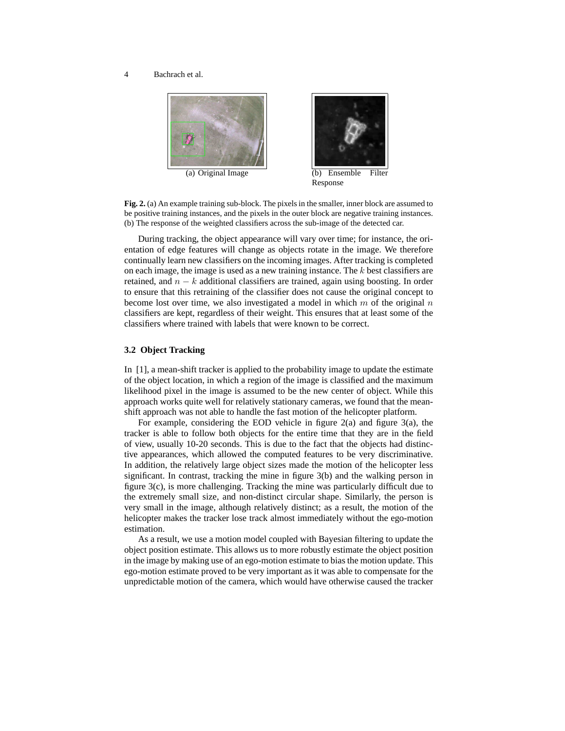(a) Original Image

(b) Ensemble Filter Response

**Fig. 2.** (a) An example training sub-block. The pixels in the smaller, inner block are assumed to be positive training instances, and the pixels in the outer block are negative training instances. (b) The response of the weighted classifiers across the sub-image of the detected car.

During tracking, the object appearance will vary over time; for instance, the orientation of edge features will change as objects rotate in the image. We therefore continually learn new classifiers on the incoming images. After tracking is completed on each image, the image is used as a new training instance. The $k$ best classifiers are retained, and $n - k$ additional classifiers are trained, again using boosting. In order to ensure that this retraining of the classifier does not cause the original concept to become lost over time, we also investigated a model in which $m$ of the original $n$ classifiers are kept, regardless of their weight. This ensures that at least some of the classifiers where trained with labels that were known to be correct.

### 3.2 Object Tracking

In [1], a mean-shift tracker is applied to the probability image to update the estimate of the object location, in which a region of the image is classified and the maximum likelihood pixel in the image is assumed to be the new center of object. While this approach works quite well for relatively stationary cameras, we found that the mean-shift approach was not able to handle the fast motion of the helicopter platform.

For example, considering the EOD vehicle in figure 2(a) and figure 3(a), the tracker is able to follow both objects for the entire time that they are in the field of view, usually 10-20 seconds. This is due to the fact that the objects had distinctive appearances, which allowed the computed features to be very discriminative. In addition, the relatively large object sizes made the motion of the helicopter less significant. In contrast, tracking the mine in figure 3(b) and the walking person in figure 3(c), is more challenging. Tracking the mine was particularly difficult due to the extremely small size, and non-distinct circular shape. Similarly, the person is very small in the image, although relatively distinct; as a result, the motion of the helicopter makes the tracker lose track almost immediately without the ego-motion estimation.

As a result, we use a motion model coupled with Bayesian filtering to update the object position estimate. This allows us to more robustly estimate the object position in the image by making use of an ego-motion estimate to bias the motion update. This ego-motion estimate proved to be very important as it was able to compensate for the unpredictable motion of the camera, which would have otherwise caused the tracker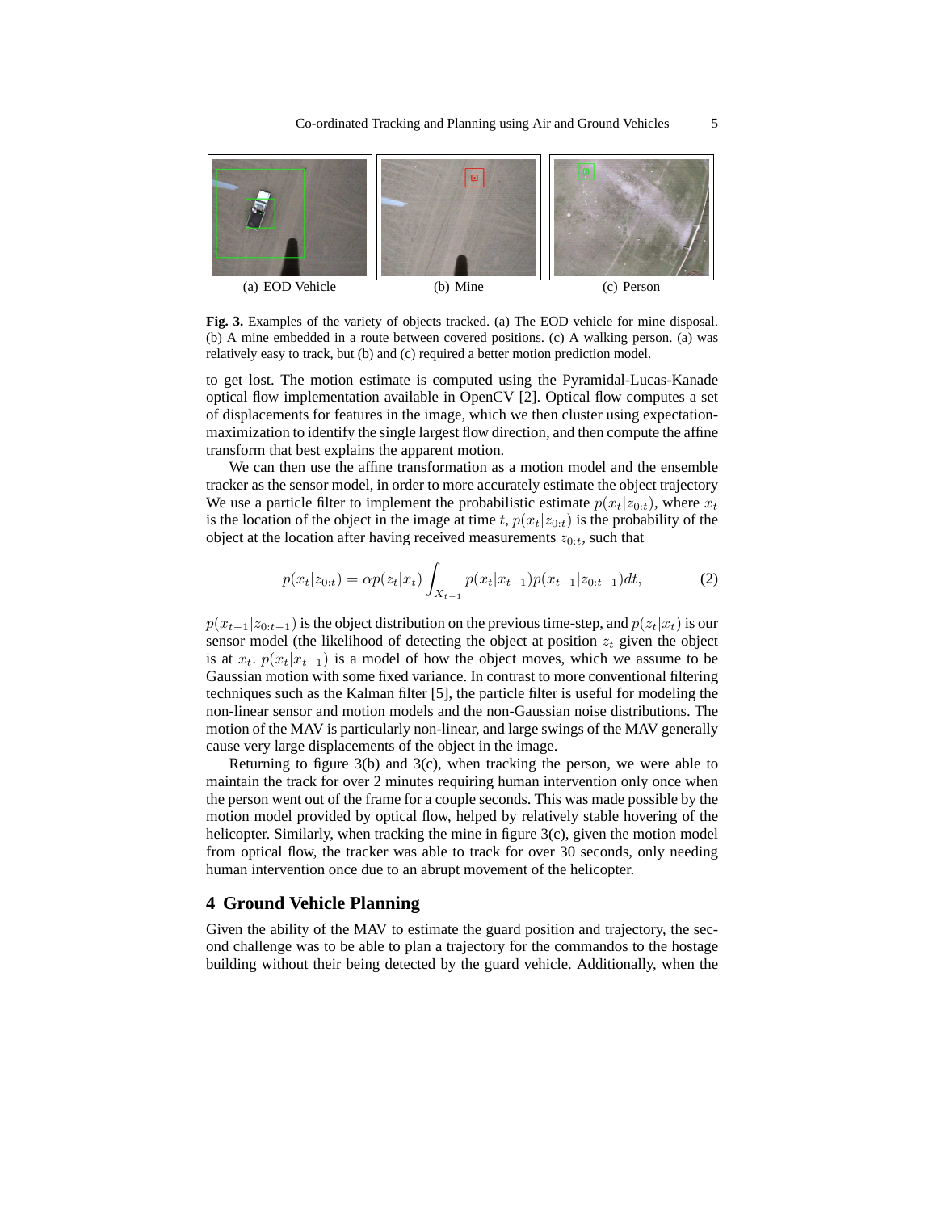(a) EOD Vehicle (b) Mine (c) Person

**Fig. 3.** Examples of the variety of objects tracked. (a) The EOD vehicle for mine disposal. (b) A mine embedded in a route between covered positions. (c) A walking person. (a) was relatively easy to track, but (b) and (c) required a better motion prediction model.

to get lost. The motion estimate is computed using the Pyramidal-Lucas-Kanade optical flow implementation available in OpenCV [2]. Optical flow computes a set of displacements for features in the image, which we then cluster using expectation-maximization to identify the single largest flow direction, and then compute the affine transform that best explains the apparent motion.

We can then use the affine transformation as a motion model and the ensemble tracker as the sensor model, in order to more accurately estimate the object trajectory We use a particle filter to implement the probabilistic estimate $p(x_t|z_{0:t})$, where $x_t$ is the location of the object in the image at time $t$, $p(x_t|z_{0:t})$ is the probability of the object at the location after having received measurements $z_{0:t}$, such that

$$p(x_t|z_{0:t}) = \alpha p(z_t|x_t) \int_{X_{t-1}} p(x_t|x_{t-1}) p(x_{t-1}|z_{0:t-1}) dt, \tag{2}$$

$p(x_{t-1}|z_{0:t-1})$ is the object distribution on the previous time-step, and $p(z_t|x_t)$ is our sensor model (the likelihood of detecting the object at position $z_t$ given the object is at $x_t$. $p(x_t|x_{t-1})$ is a model of how the object moves, which we assume to be Gaussian motion with some fixed variance. In contrast to more conventional filtering techniques such as the Kalman filter [5], the particle filter is useful for modeling the non-linear sensor and motion models and the non-Gaussian noise distributions. The motion of the MAV is particularly non-linear, and large swings of the MAV generally cause very large displacements of the object in the image.

Returning to figure 3(b) and 3(c), when tracking the person, we were able to maintain the track for over 2 minutes requiring human intervention only once when the person went out of the frame for a couple seconds. This was made possible by the motion model provided by optical flow, helped by relatively stable hovering of the helicopter. Similarly, when tracking the mine in figure 3(c), given the motion model from optical flow, the tracker was able to track for over 30 seconds, only needing human intervention once due to an abrupt movement of the helicopter.

## 4 Ground Vehicle Planning

Given the ability of the MAV to estimate the guard position and trajectory, the second challenge was to be able to plan a trajectory for the commandos to the hostage building without their being detected by the guard vehicle. Additionally, when the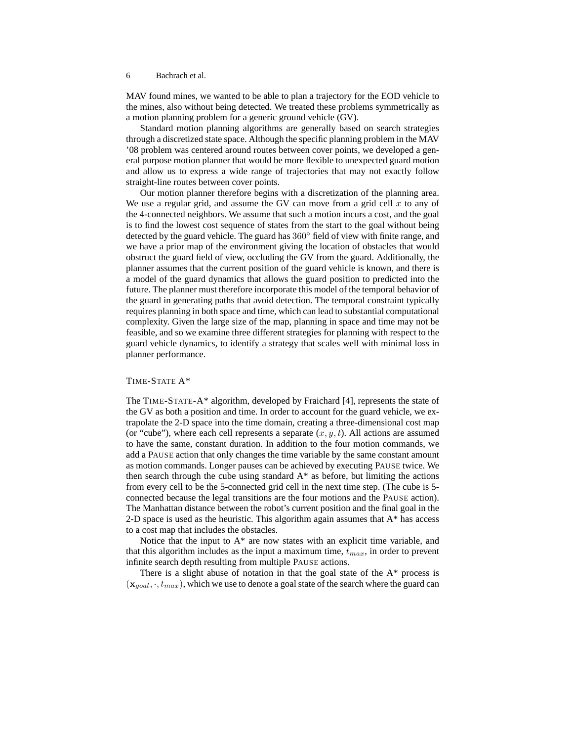MAV found mines, we wanted to be able to plan a trajectory for the EOD vehicle to the mines, also without being detected. We treated these problems symmetrically as a motion planning problem for a generic ground vehicle (GV).

Standard motion planning algorithms are generally based on search strategies through a discretized state space. Although the specific planning problem in the MAV '08 problem was centered around routes between cover points, we developed a general purpose motion planner that would be more flexible to unexpected guard motion and allow us to express a wide range of trajectories that may not exactly follow straight-line routes between cover points.

Our motion planner therefore begins with a discretization of the planning area. We use a regular grid, and assume the GV can move from a grid cell $x$ to any of the 4-connected neighbors. We assume that such a motion incurs a cost, and the goal is to find the lowest cost sequence of states from the start to the goal without being detected by the guard vehicle. The guard has $360°$ field of view with finite range, and we have a prior map of the environment giving the location of obstacles that would obstruct the guard field of view, occluding the GV from the guard. Additionally, the planner assumes that the current position of the guard vehicle is known, and there is a model of the guard dynamics that allows the guard position to predicted into the future. The planner must therefore incorporate this model of the temporal behavior of the guard in generating paths that avoid detection. The temporal constraint typically requires planning in both space and time, which can lead to substantial computational complexity. Given the large size of the map, planning in space and time may not be feasible, and so we examine three different strategies for planning with respect to the guard vehicle dynamics, to identify a strategy that scales well with minimal loss in planner performance.

### TIME-STATE A*

The TIME-STATE-A* algorithm, developed by Fraichard [4], represents the state of the GV as both a position and time. In order to account for the guard vehicle, we extrapolate the 2-D space into the time domain, creating a three-dimensional cost map (or "cube"), where each cell represents a separate $(x, y, t)$. All actions are assumed to have the same, constant duration. In addition to the four motion commands, we add a PAUSE action that only changes the time variable by the same constant amount as motion commands. Longer pauses can be achieved by executing PAUSE twice. We then search through the cube using standard A* as before, but limiting the actions from every cell to be the 5-connected grid cell in the next time step. (The cube is 5-connected because the legal transitions are the four motions and the PAUSE action). The Manhattan distance between the robot's current position and the final goal in the 2-D space is used as the heuristic. This algorithm again assumes that A* has access to a cost map that includes the obstacles.

Notice that the input to A* are now states with an explicit time variable, and that this algorithm includes as the input a maximum time, $t_{max}$, in order to prevent infinite search depth resulting from multiple PAUSE actions.

There is a slight abuse of notation in that the goal state of the A* process is $(\mathbf{x}_{goal}, \cdot, t_{max})$, which we use to denote a goal state of the search where the guard can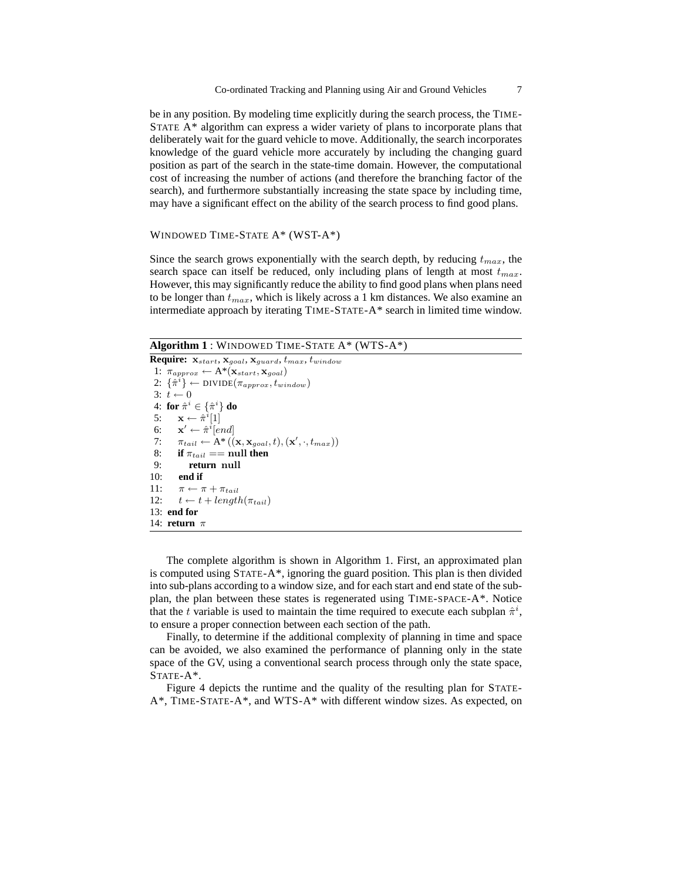be in any position. By modeling time explicitly during the search process, the TIME-STATE A* algorithm can express a wider variety of plans to incorporate plans that deliberately wait for the guard vehicle to move. Additionally, the search incorporates knowledge of the guard vehicle more accurately by including the changing guard position as part of the search in the state-time domain. However, the computational cost of increasing the number of actions (and therefore the branching factor of the search), and furthermore substantially increasing the state space by including time, may have a significant effect on the ability of the search process to find good plans.

### WINDOWED TIME-STATE A* (WST-A*)

Since the search grows exponentially with the search depth, by reducing $t_{max}$, the search space can itself be reduced, only including plans of length at most $t_{max}$. However, this may significantly reduce the ability to find good plans when plans need to be longer than $t_{max}$, which is likely across a 1 km distances. We also examine an intermediate approach by iterating TIME-STATE-A* search in limited time window.

**Algorithm 1** : WINDOWED TIME-STATE A* (WTS-A*)

**Require:** $\mathbf{x}_{start}, \mathbf{x}_{goal}, \mathbf{x}_{guard}, t_{max}, t_{window}$

1: $\pi_{approx} \leftarrow$ A*$(\mathbf{x}_{start}, \mathbf{x}_{goal})$
2: $\{\hat{\pi}^i\} \leftarrow$ DIVIDE$(\pi_{approx}, t_{window})$
3: $t \leftarrow 0$
4: **for** $\hat{\pi}^i \in \{\hat{\pi}^i\}$ **do**
5: $\quad \mathbf{x} \leftarrow \hat{\pi}^i[1]$
6: $\quad \mathbf{x}' \leftarrow \hat{\pi}^i[end]$
7: $\quad \pi_{tail} \leftarrow$ A*$((\mathbf{x}, \mathbf{x}_{goal}, t), (\mathbf{x}', \cdot, t_{max}))$
8: $\quad$ **if** $\pi_{tail} ==$ **null then**
9: $\quad\quad$ **return null**
10: $\quad$ **end if**
11: $\quad \pi \leftarrow \pi + \pi_{tail}$
12: $\quad t \leftarrow t + length(\pi_{tail})$
13: **end for**
14: **return** $\pi$

The complete algorithm is shown in Algorithm 1. First, an approximated plan is computed using STATE-A*, ignoring the guard position. This plan is then divided into sub-plans according to a window size, and for each start and end state of the sub-plan, the plan between these states is regenerated using TIME-SPACE-A*. Notice that the $t$ variable is used to maintain the time required to execute each subplan $\hat{\pi}^i$, to ensure a proper connection between each section of the path.

Finally, to determine if the additional complexity of planning in time and space can be avoided, we also examined the performance of planning only in the state space of the GV, using a conventional search process through only the state space, STATE-A*.

Figure 4 depicts the runtime and the quality of the resulting plan for STATE-A*, TIME-STATE-A*, and WTS-A* with different window sizes. As expected, on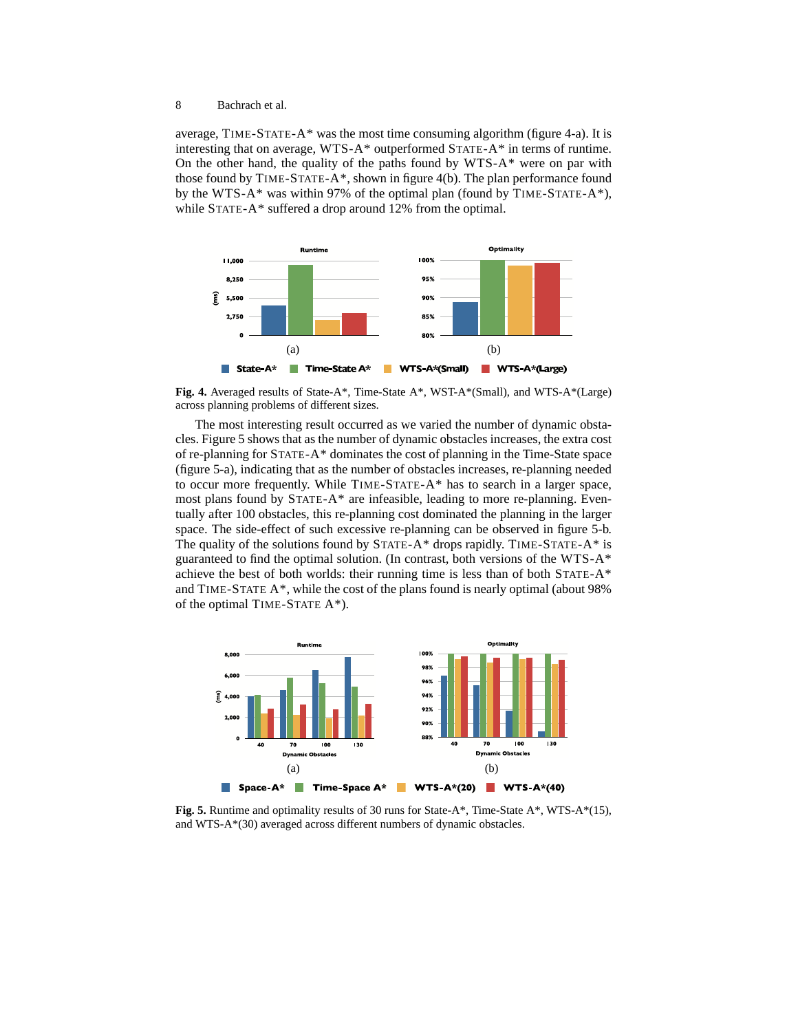average, TIME-STATE-A* was the most time consuming algorithm (figure 4-a). It is interesting that on average, WTS-A* outperformed STATE-A* in terms of runtime. On the other hand, the quality of the paths found by WTS-A* were on par with those found by TIME-STATE-A*, shown in figure 4(b). The plan performance found by the WTS-A* was within 97% of the optimal plan (found by TIME-STATE-A*), while STATE-A* suffered a drop around 12% from the optimal.

**Fig. 4.** Averaged results of State-A*, Time-State A*, WST-A*(Small), and WTS-A*(Large) across planning problems of different sizes.

The most interesting result occurred as we varied the number of dynamic obstacles. Figure 5 shows that as the number of dynamic obstacles increases, the extra cost of re-planning for STATE-A* dominates the cost of planning in the Time-State space (figure 5-a), indicating that as the number of obstacles increases, re-planning needed to occur more frequently. While TIME-STATE-A* has to search in a larger space, most plans found by STATE-A* are infeasible, leading to more re-planning. Eventually after 100 obstacles, this re-planning cost dominated the planning in the larger space. The side-effect of such excessive re-planning can be observed in figure 5-b. The quality of the solutions found by STATE-A* drops rapidly. TIME-STATE-A* is guaranteed to find the optimal solution. (In contrast, both versions of the WTS-A* achieve the best of both worlds: their running time is less than of both STATE-A* and TIME-STATE A*, while the cost of the plans found is nearly optimal (about 98% of the optimal TIME-STATE A*).

**Fig. 5.** Runtime and optimality results of 30 runs for State-A*, Time-State A*, WTS-A*(15), and WTS-A*(30) averaged across different numbers of dynamic obstacles.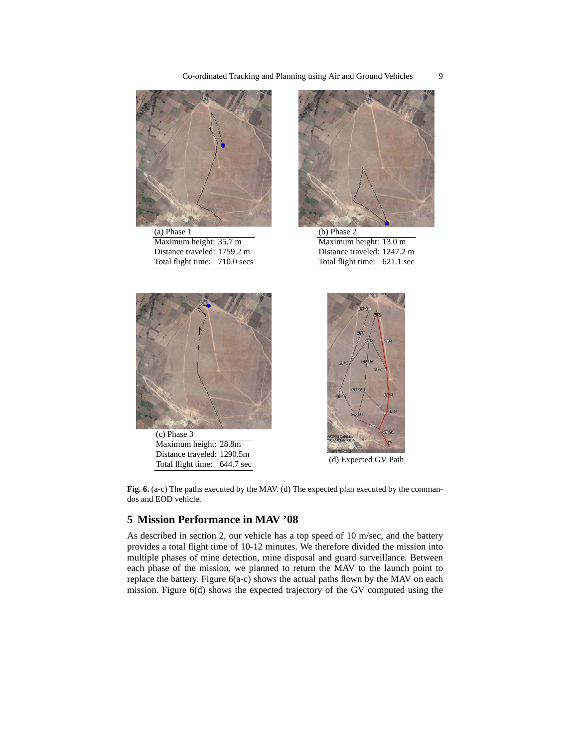(a) Phase 1

| Maximum height: 35.7 m |
|---|
| Distance traveled: 1759.2 m |
| Total flight time: 710.0 secs |

(b) Phase 2

| Maximum height: 13.0 m |
|---|
| Distance traveled: 1247.2 m |
| Total flight time: 621.1 sec |

(c) Phase 3

| Maximum height: 28.8m |
|---|
| Distance traveled: 1290.5m |
| Total flight time: 644.7 sec |

(d) Expected GV Path

**Fig. 6.** (a-c) The paths executed by the MAV. (d) The expected plan executed by the commandos and EOD vehicle.

## 5 Mission Performance in MAV '08

As described in section 2, our vehicle has a top speed of 10 m/sec, and the battery provides a total flight time of 10-12 minutes. We therefore divided the mission into multiple phases of mine detection, mine disposal and guard surveillance. Between each phase of the mission, we planned to return the MAV to the launch point to replace the battery. Figure 6(a-c) shows the actual paths flown by the MAV on each mission. Figure 6(d) shows the expected trajectory of the GV computed using the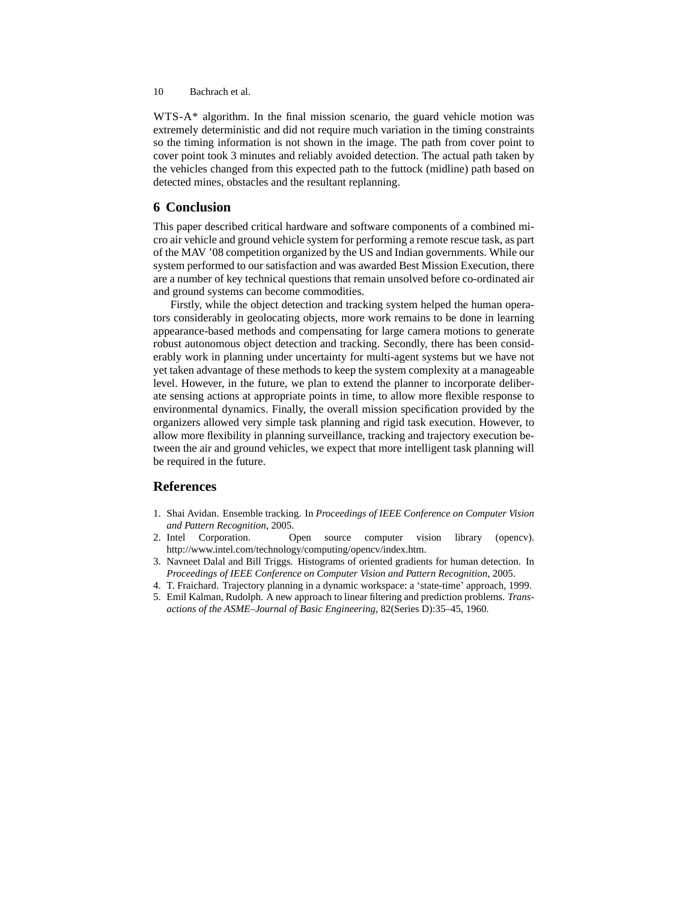WTS-A* algorithm. In the final mission scenario, the guard vehicle motion was extremely deterministic and did not require much variation in the timing constraints so the timing information is not shown in the image. The path from cover point to cover point took 3 minutes and reliably avoided detection. The actual path taken by the vehicles changed from this expected path to the futtock (midline) path based on detected mines, obstacles and the resultant replanning.

## 6 Conclusion

This paper described critical hardware and software components of a combined micro air vehicle and ground vehicle system for performing a remote rescue task, as part of the MAV '08 competition organized by the US and Indian governments. While our system performed to our satisfaction and was awarded Best Mission Execution, there are a number of key technical questions that remain unsolved before co-ordinated air and ground systems can become commodities.

Firstly, while the object detection and tracking system helped the human operators considerably in geolocating objects, more work remains to be done in learning appearance-based methods and compensating for large camera motions to generate robust autonomous object detection and tracking. Secondly, there has been considerably work in planning under uncertainty for multi-agent systems but we have not yet taken advantage of these methods to keep the system complexity at a manageable level. However, in the future, we plan to extend the planner to incorporate deliberate sensing actions at appropriate points in time, to allow more flexible response to environmental dynamics. Finally, the overall mission specification provided by the organizers allowed very simple task planning and rigid task execution. However, to allow more flexibility in planning surveillance, tracking and trajectory execution between the air and ground vehicles, we expect that more intelligent task planning will be required in the future.

## References

1. Shai Avidan. Ensemble tracking. In *Proceedings of IEEE Conference on Computer Vision and Pattern Recognition*, 2005.
2. Intel Corporation. Open source computer vision library (opencv). http://www.intel.com/technology/computing/opencv/index.htm.
3. Navneet Dalal and Bill Triggs. Histograms of oriented gradients for human detection. In *Proceedings of IEEE Conference on Computer Vision and Pattern Recognition*, 2005.
4. T. Fraichard. Trajectory planning in a dynamic workspace: a 'state-time' approach, 1999.
5. Emil Kalman, Rudolph. A new approach to linear filtering and prediction problems. *Transactions of the ASME–Journal of Basic Engineering*, 82(Series D):35–45, 1960.